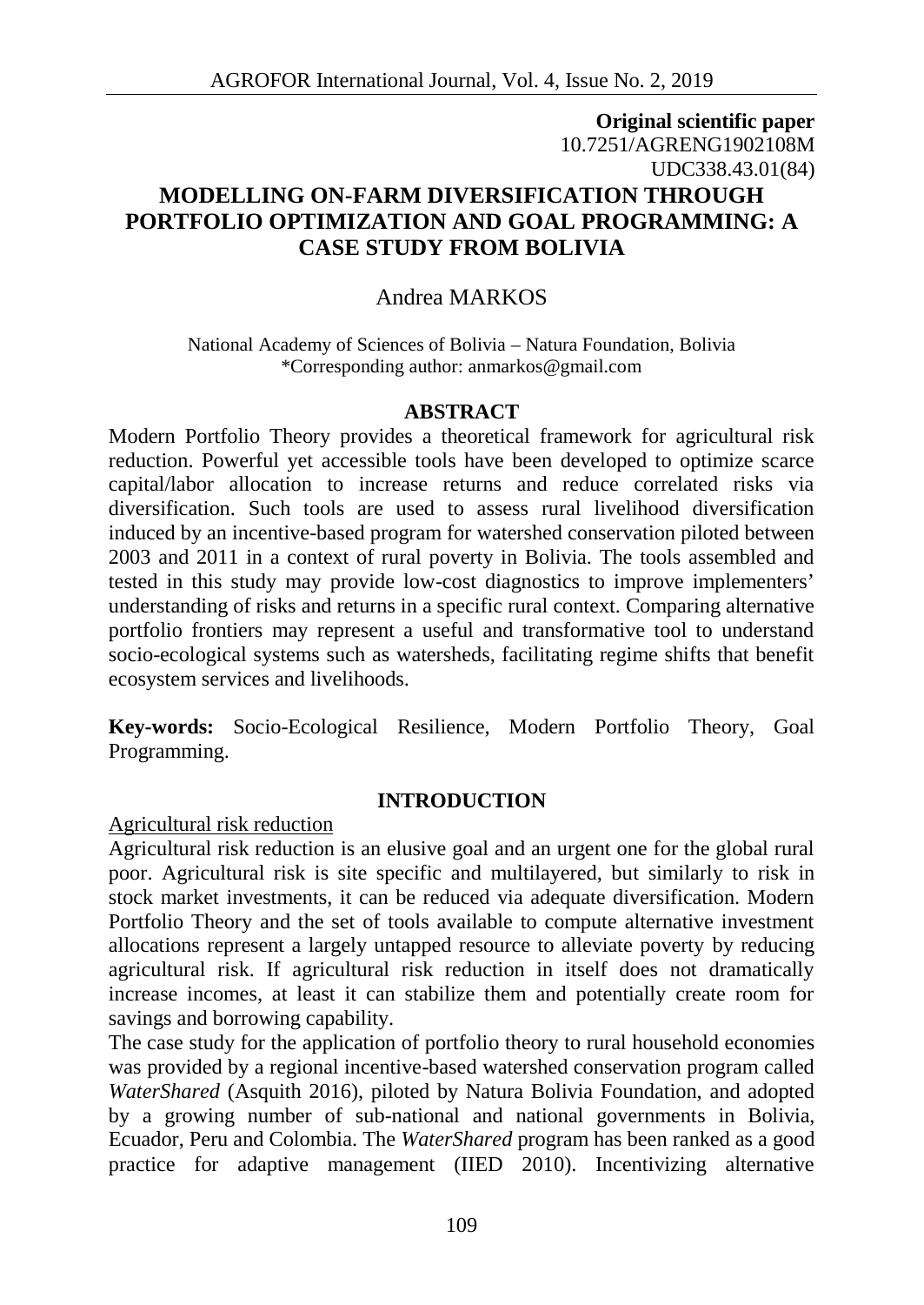**Original scientific paper**
10.7251/AGRENG1902108M
UDC338.43.01(84)

# MODELLING ON-FARM DIVERSIFICATION THROUGH PORTFOLIO OPTIMIZATION AND GOAL PROGRAMMING: A CASE STUDY FROM BOLIVIA

Andrea MARKOS

National Academy of Sciences of Bolivia – Natura Foundation, Bolivia
*Corresponding author: anmarkos@gmail.com

## ABSTRACT

Modern Portfolio Theory provides a theoretical framework for agricultural risk reduction. Powerful yet accessible tools have been developed to optimize scarce capital/labor allocation to increase returns and reduce correlated risks via diversification. Such tools are used to assess rural livelihood diversification induced by an incentive-based program for watershed conservation piloted between 2003 and 2011 in a context of rural poverty in Bolivia. The tools assembled and tested in this study may provide low-cost diagnostics to improve implementers' understanding of risks and returns in a specific rural context. Comparing alternative portfolio frontiers may represent a useful and transformative tool to understand socio-ecological systems such as watersheds, facilitating regime shifts that benefit ecosystem services and livelihoods.

**Key-words:** Socio-Ecological Resilience, Modern Portfolio Theory, Goal Programming.

## INTRODUCTION

### Agricultural risk reduction

Agricultural risk reduction is an elusive goal and an urgent one for the global rural poor. Agricultural risk is site specific and multilayered, but similarly to risk in stock market investments, it can be reduced via adequate diversification. Modern Portfolio Theory and the set of tools available to compute alternative investment allocations represent a largely untapped resource to alleviate poverty by reducing agricultural risk. If agricultural risk reduction in itself does not dramatically increase incomes, at least it can stabilize them and potentially create room for savings and borrowing capability.

The case study for the application of portfolio theory to rural household economies was provided by a regional incentive-based watershed conservation program called *WaterShared* (Asquith 2016), piloted by Natura Bolivia Foundation, and adopted by a growing number of sub-national and national governments in Bolivia, Ecuador, Peru and Colombia. The *WaterShared* program has been ranked as a good practice for adaptive management (IIED 2010). Incentivizing alternative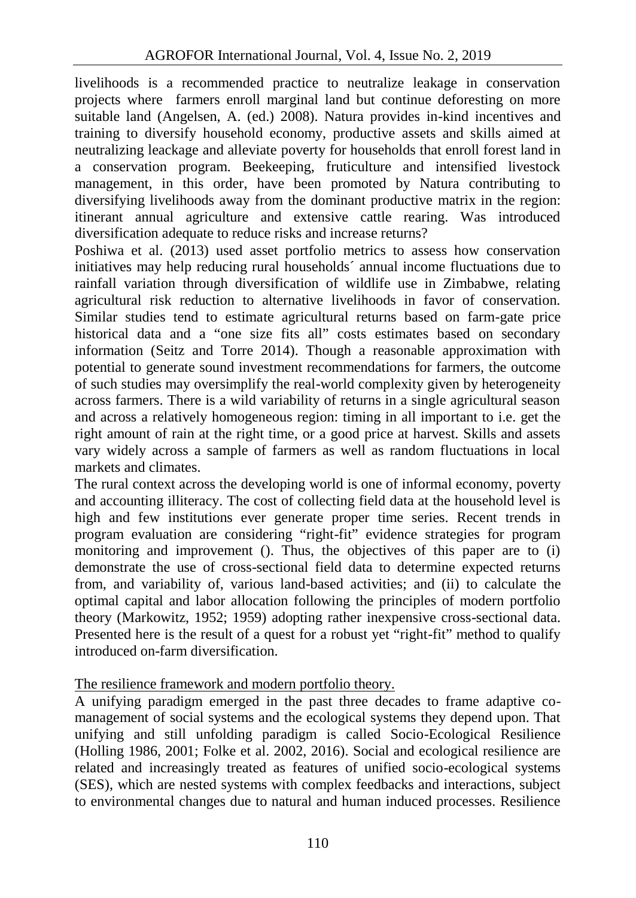livelihoods is a recommended practice to neutralize leakage in conservation projects where farmers enroll marginal land but continue deforesting on more suitable land (Angelsen, A. (ed.) 2008). Natura provides in-kind incentives and training to diversify household economy, productive assets and skills aimed at neutralizing leackage and alleviate poverty for households that enroll forest land in a conservation program. Beekeeping, fruticulture and intensified livestock management, in this order, have been promoted by Natura contributing to diversifying livelihoods away from the dominant productive matrix in the region: itinerant annual agriculture and extensive cattle rearing. Was introduced diversification adequate to reduce risks and increase returns?

Poshiwa et al. (2013) used asset portfolio metrics to assess how conservation initiatives may help reducing rural households´ annual income fluctuations due to rainfall variation through diversification of wildlife use in Zimbabwe, relating agricultural risk reduction to alternative livelihoods in favor of conservation. Similar studies tend to estimate agricultural returns based on farm-gate price historical data and a "one size fits all" costs estimates based on secondary information (Seitz and Torre 2014). Though a reasonable approximation with potential to generate sound investment recommendations for farmers, the outcome of such studies may oversimplify the real-world complexity given by heterogeneity across farmers. There is a wild variability of returns in a single agricultural season and across a relatively homogeneous region: timing in all important to i.e. get the right amount of rain at the right time, or a good price at harvest. Skills and assets vary widely across a sample of farmers as well as random fluctuations in local markets and climates.

The rural context across the developing world is one of informal economy, poverty and accounting illiteracy. The cost of collecting field data at the household level is high and few institutions ever generate proper time series. Recent trends in program evaluation are considering "right-fit" evidence strategies for program monitoring and improvement (). Thus, the objectives of this paper are to (i) demonstrate the use of cross-sectional field data to determine expected returns from, and variability of, various land-based activities; and (ii) to calculate the optimal capital and labor allocation following the principles of modern portfolio theory (Markowitz, 1952; 1959) adopting rather inexpensive cross-sectional data. Presented here is the result of a quest for a robust yet "right-fit" method to qualify introduced on-farm diversification.

## The resilience framework and modern portfolio theory.

A unifying paradigm emerged in the past three decades to frame adaptive co-management of social systems and the ecological systems they depend upon. That unifying and still unfolding paradigm is called Socio-Ecological Resilience (Holling 1986, 2001; Folke et al. 2002, 2016). Social and ecological resilience are related and increasingly treated as features of unified socio-ecological systems (SES), which are nested systems with complex feedbacks and interactions, subject to environmental changes due to natural and human induced processes. Resilience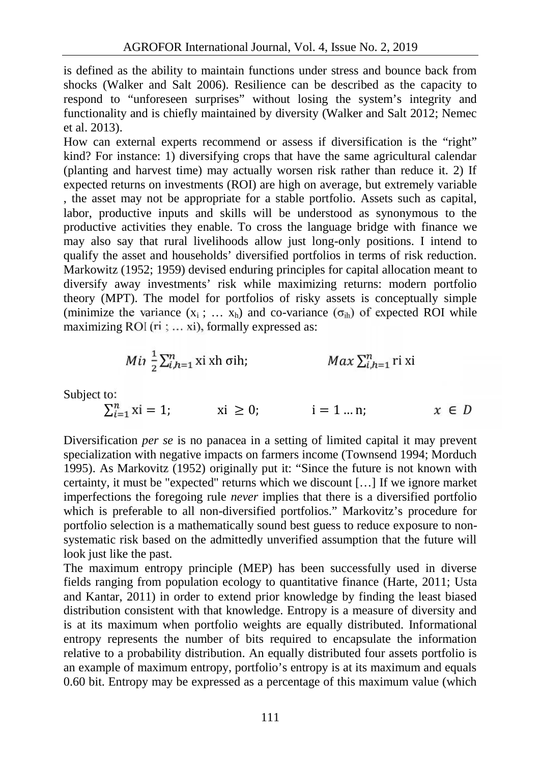is defined as the ability to maintain functions under stress and bounce back from shocks (Walker and Salt 2006). Resilience can be described as the capacity to respond to "unforeseen surprises" without losing the system's integrity and functionality and is chiefly maintained by diversity (Walker and Salt 2012; Nemec et al. 2013).

How can external experts recommend or assess if diversification is the "right" kind? For instance: 1) diversifying crops that have the same agricultural calendar (planting and harvest time) may actually worsen risk rather than reduce it. 2) If expected returns on investments (ROI) are high on average, but extremely variable , the asset may not be appropriate for a stable portfolio. Assets such as capital, labor, productive inputs and skills will be understood as synonymous to the productive activities they enable. To cross the language bridge with finance we may also say that rural livelihoods allow just long-only positions. I intend to qualify the asset and households' diversified portfolios in terms of risk reduction. Markowitz (1952; 1959) devised enduring principles for capital allocation meant to diversify away investments' risk while maximizing returns: modern portfolio theory (MPT). The model for portfolios of risky assets is conceptually simple (minimize the variance ($x_i$ ; … $x_h$) and co-variance ($\sigma_{ih}$) of expected ROI while maximizing ROI ($r_i$ ; … $x_i$), formally expressed as:

$$Min\ \frac{1}{2}\sum_{i,h=1}^{n} x_i\, x_h\, \sigma_{ih}; \qquad\qquad Max \sum_{i,h=1}^{n} r_i\, x_i$$

Subject to:

$$\sum_{i=1}^{n} x_i = 1; \qquad x_i \geq 0; \qquad i = 1 \ldots n; \qquad x \in D$$

Diversification *per se* is no panacea in a setting of limited capital it may prevent specialization with negative impacts on farmers income (Townsend 1994; Morduch 1995). As Markovitz (1952) originally put it: "Since the future is not known with certainty, it must be "expected" returns which we discount […] If we ignore market imperfections the foregoing rule *never* implies that there is a diversified portfolio which is preferable to all non-diversified portfolios." Markovitz's procedure for portfolio selection is a mathematically sound best guess to reduce exposure to non-systematic risk based on the admittedly unverified assumption that the future will look just like the past.

The maximum entropy principle (MEP) has been successfully used in diverse fields ranging from population ecology to quantitative finance (Harte, 2011; Usta and Kantar, 2011) in order to extend prior knowledge by finding the least biased distribution consistent with that knowledge. Entropy is a measure of diversity and is at its maximum when portfolio weights are equally distributed. Informational entropy represents the number of bits required to encapsulate the information relative to a probability distribution. An equally distributed four assets portfolio is an example of maximum entropy, portfolio's entropy is at its maximum and equals 0.60 bit. Entropy may be expressed as a percentage of this maximum value (which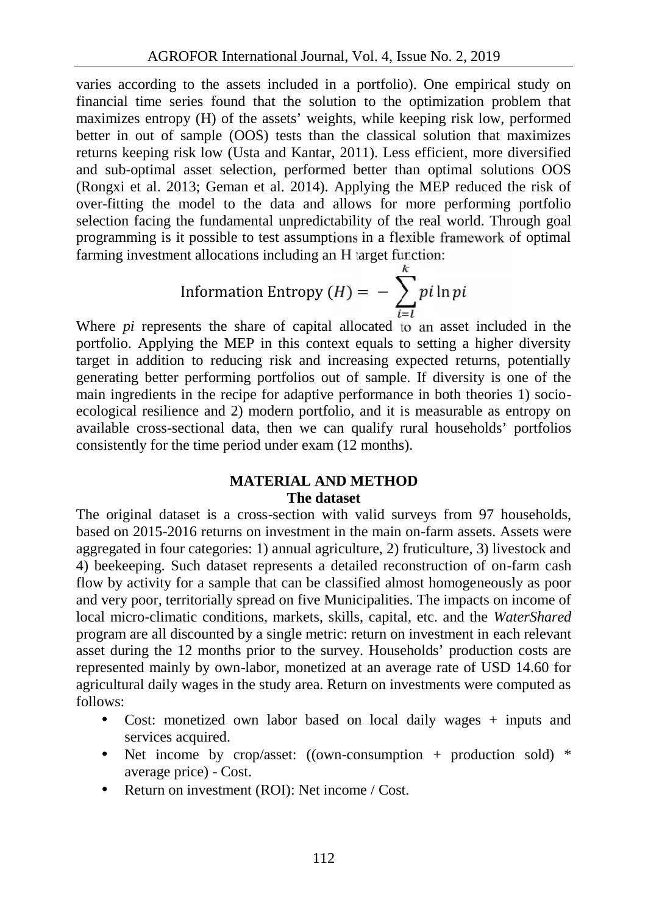varies according to the assets included in a portfolio). One empirical study on financial time series found that the solution to the optimization problem that maximizes entropy (H) of the assets' weights, while keeping risk low, performed better in out of sample (OOS) tests than the classical solution that maximizes returns keeping risk low (Usta and Kantar, 2011). Less efficient, more diversified and sub-optimal asset selection, performed better than optimal solutions OOS (Rongxi et al. 2013; Geman et al. 2014). Applying the MEP reduced the risk of over-fitting the model to the data and allows for more performing portfolio selection facing the fundamental unpredictability of the real world. Through goal programming is it possible to test assumptions in a flexible framework of optimal farming investment allocations including an H target function:

$$\text{Information Entropy } (H) = -\sum_{i=l}^{k} pi \ln pi$$

Where *pi* represents the share of capital allocated to an asset included in the portfolio. Applying the MEP in this context equals to setting a higher diversity target in addition to reducing risk and increasing expected returns, potentially generating better performing portfolios out of sample. If diversity is one of the main ingredients in the recipe for adaptive performance in both theories 1) socio-ecological resilience and 2) modern portfolio, and it is measurable as entropy on available cross-sectional data, then we can qualify rural households' portfolios consistently for the time period under exam (12 months).

## MATERIAL AND METHOD

### The dataset

The original dataset is a cross-section with valid surveys from 97 households, based on 2015-2016 returns on investment in the main on-farm assets. Assets were aggregated in four categories: 1) annual agriculture, 2) fruticulture, 3) livestock and 4) beekeeping. Such dataset represents a detailed reconstruction of on-farm cash flow by activity for a sample that can be classified almost homogeneously as poor and very poor, territorially spread on five Municipalities. The impacts on income of local micro-climatic conditions, markets, skills, capital, etc. and the *WaterShared* program are all discounted by a single metric: return on investment in each relevant asset during the 12 months prior to the survey. Households' production costs are represented mainly by own-labor, monetized at an average rate of USD 14.60 for agricultural daily wages in the study area. Return on investments were computed as follows:

- Cost: monetized own labor based on local daily wages + inputs and services acquired.
- Net income by crop/asset: ((own-consumption + production sold) * average price) - Cost.
- Return on investment (ROI): Net income / Cost.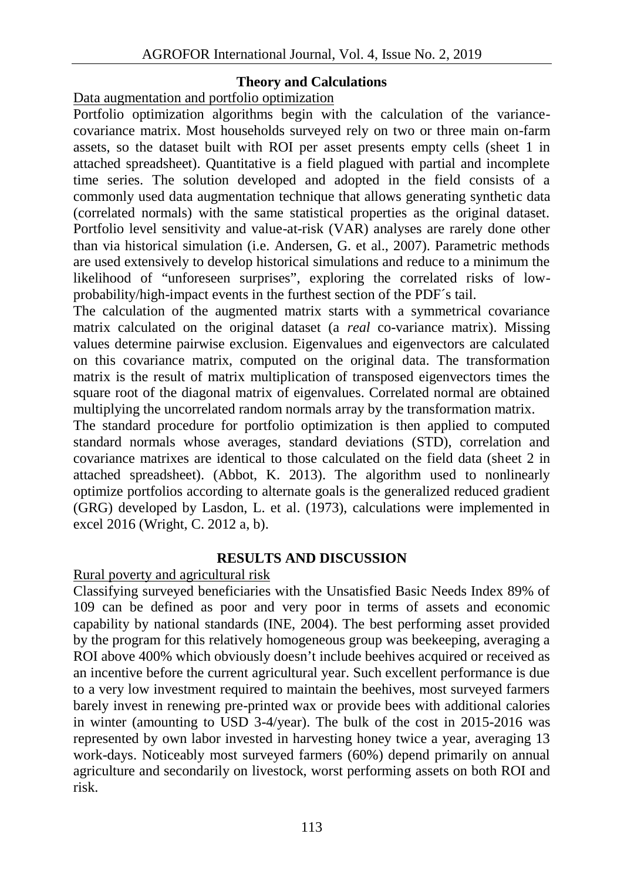## Theory and Calculations

Data augmentation and portfolio optimization

Portfolio optimization algorithms begin with the calculation of the variance-covariance matrix. Most households surveyed rely on two or three main on-farm assets, so the dataset built with ROI per asset presents empty cells (sheet 1 in attached spreadsheet). Quantitative is a field plagued with partial and incomplete time series. The solution developed and adopted in the field consists of a commonly used data augmentation technique that allows generating synthetic data (correlated normals) with the same statistical properties as the original dataset. Portfolio level sensitivity and value-at-risk (VAR) analyses are rarely done other than via historical simulation (i.e. Andersen, G. et al., 2007). Parametric methods are used extensively to develop historical simulations and reduce to a minimum the likelihood of "unforeseen surprises", exploring the correlated risks of low-probability/high-impact events in the furthest section of the PDF´s tail.

The calculation of the augmented matrix starts with a symmetrical covariance matrix calculated on the original dataset (a *real* co-variance matrix). Missing values determine pairwise exclusion. Eigenvalues and eigenvectors are calculated on this covariance matrix, computed on the original data. The transformation matrix is the result of matrix multiplication of transposed eigenvectors times the square root of the diagonal matrix of eigenvalues. Correlated normal are obtained multiplying the uncorrelated random normals array by the transformation matrix.

The standard procedure for portfolio optimization is then applied to computed standard normals whose averages, standard deviations (STD), correlation and covariance matrixes are identical to those calculated on the field data (sheet 2 in attached spreadsheet). (Abbot, K. 2013). The algorithm used to nonlinearly optimize portfolios according to alternate goals is the generalized reduced gradient (GRG) developed by Lasdon, L. et al. (1973), calculations were implemented in excel 2016 (Wright, C. 2012 a, b).

## RESULTS AND DISCUSSION

Rural poverty and agricultural risk

Classifying surveyed beneficiaries with the Unsatisfied Basic Needs Index 89% of 109 can be defined as poor and very poor in terms of assets and economic capability by national standards (INE, 2004). The best performing asset provided by the program for this relatively homogeneous group was beekeeping, averaging a ROI above 400% which obviously doesn't include beehives acquired or received as an incentive before the current agricultural year. Such excellent performance is due to a very low investment required to maintain the beehives, most surveyed farmers barely invest in renewing pre-printed wax or provide bees with additional calories in winter (amounting to USD 3-4/year). The bulk of the cost in 2015-2016 was represented by own labor invested in harvesting honey twice a year, averaging 13 work-days. Noticeably most surveyed farmers (60%) depend primarily on annual agriculture and secondarily on livestock, worst performing assets on both ROI and risk.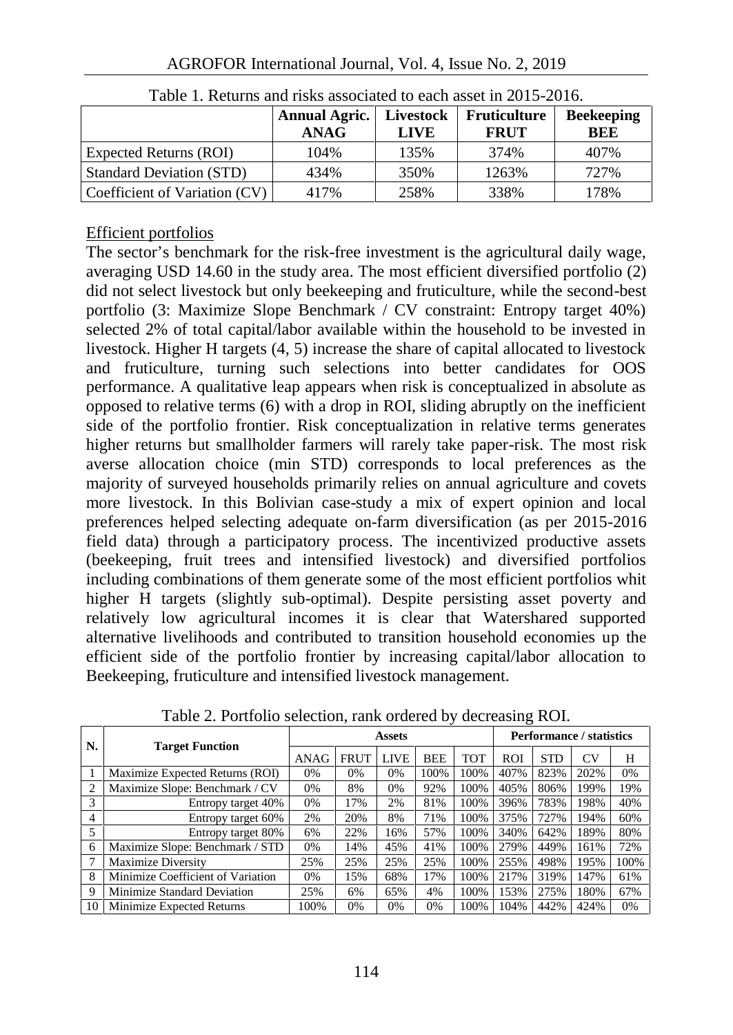Table 1. Returns and risks associated to each asset in 2015-2016.

| | Annual Agric. ANAG | Livestock LIVE | Fruticulture FRUT | Beekeeping BEE |
|---|---|---|---|---|
| Expected Returns (ROI) | 104% | 135% | 374% | 407% |
| Standard Deviation (STD) | 434% | 350% | 1263% | 727% |
| Coefficient of Variation (CV) | 417% | 258% | 338% | 178% |

Efficient portfolios

The sector's benchmark for the risk-free investment is the agricultural daily wage, averaging USD 14.60 in the study area. The most efficient diversified portfolio (2) did not select livestock but only beekeeping and fruticulture, while the second-best portfolio (3: Maximize Slope Benchmark / CV constraint: Entropy target 40%) selected 2% of total capital/labor available within the household to be invested in livestock. Higher H targets (4, 5) increase the share of capital allocated to livestock and fruticulture, turning such selections into better candidates for OOS performance. A qualitative leap appears when risk is conceptualized in absolute as opposed to relative terms (6) with a drop in ROI, sliding abruptly on the inefficient side of the portfolio frontier. Risk conceptualization in relative terms generates higher returns but smallholder farmers will rarely take paper-risk. The most risk averse allocation choice (min STD) corresponds to local preferences as the majority of surveyed households primarily relies on annual agriculture and covets more livestock. In this Bolivian case-study a mix of expert opinion and local preferences helped selecting adequate on-farm diversification (as per 2015-2016 field data) through a participatory process. The incentivized productive assets (beekeeping, fruit trees and intensified livestock) and diversified portfolios including combinations of them generate some of the most efficient portfolios whit higher H targets (slightly sub-optimal). Despite persisting asset poverty and relatively low agricultural incomes it is clear that Watershared supported alternative livelihoods and contributed to transition household economies up the efficient side of the portfolio frontier by increasing capital/labor allocation to Beekeeping, fruticulture and intensified livestock management.

Table 2. Portfolio selection, rank ordered by decreasing ROI.

| N. | Target Function | Assets | | | | | Performance / statistics | | | |
|---|---|---|---|---|---|---|---|---|---|---|
| | | ANAG | FRUT | LIVE | BEE | TOT | ROI | STD | CV | H |
| 1 | Maximize Expected Returns (ROI) | 0% | 0% | 0% | 100% | 100% | 407% | 823% | 202% | 0% |
| 2 | Maximize Slope: Benchmark / CV | 0% | 8% | 0% | 92% | 100% | 405% | 806% | 199% | 19% |
| 3 | Entropy target 40% | 0% | 17% | 2% | 81% | 100% | 396% | 783% | 198% | 40% |
| 4 | Entropy target 60% | 2% | 20% | 8% | 71% | 100% | 375% | 727% | 194% | 60% |
| 5 | Entropy target 80% | 6% | 22% | 16% | 57% | 100% | 340% | 642% | 189% | 80% |
| 6 | Maximize Slope: Benchmark / STD | 0% | 14% | 45% | 41% | 100% | 279% | 449% | 161% | 72% |
| 7 | Maximize Diversity | 25% | 25% | 25% | 25% | 100% | 255% | 498% | 195% | 100% |
| 8 | Minimize Coefficient of Variation | 0% | 15% | 68% | 17% | 100% | 217% | 319% | 147% | 61% |
| 9 | Minimize Standard Deviation | 25% | 6% | 65% | 4% | 100% | 153% | 275% | 180% | 67% |
| 10 | Minimize Expected Returns | 100% | 0% | 0% | 0% | 100% | 104% | 442% | 424% | 0% |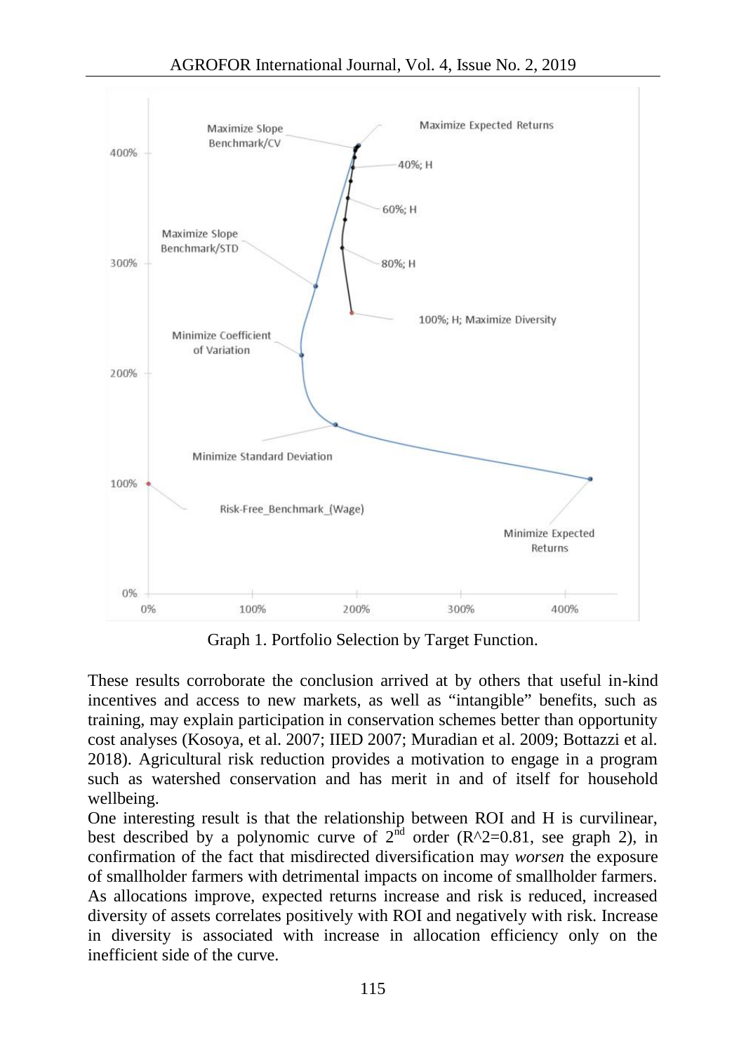Graph 1. Portfolio Selection by Target Function.

These results corroborate the conclusion arrived at by others that useful in-kind incentives and access to new markets, as well as "intangible" benefits, such as training, may explain participation in conservation schemes better than opportunity cost analyses (Kosoya, et al. 2007; IIED 2007; Muradian et al. 2009; Bottazzi et al. 2018). Agricultural risk reduction provides a motivation to engage in a program such as watershed conservation and has merit in and of itself for household wellbeing.

One interesting result is that the relationship between ROI and H is curvilinear, best described by a polynomic curve of 2nd order ($R^2=0.81$, see graph 2), in confirmation of the fact that misdirected diversification may *worsen* the exposure of smallholder farmers with detrimental impacts on income of smallholder farmers. As allocations improve, expected returns increase and risk is reduced, increased diversity of assets correlates positively with ROI and negatively with risk. Increase in diversity is associated with increase in allocation efficiency only on the inefficient side of the curve.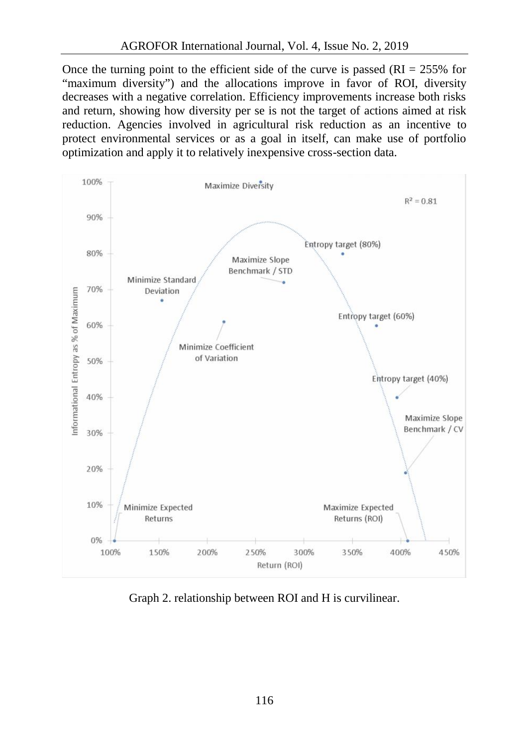Once the turning point to the efficient side of the curve is passed (RI = 255% for "maximum diversity") and the allocations improve in favor of ROI, diversity decreases with a negative correlation. Efficiency improvements increase both risks and return, showing how diversity per se is not the target of actions aimed at risk reduction. Agencies involved in agricultural risk reduction as an incentive to protect environmental services or as a goal in itself, can make use of portfolio optimization and apply it to relatively inexpensive cross-section data.

Graph 2. relationship between ROI and H is curvilinear.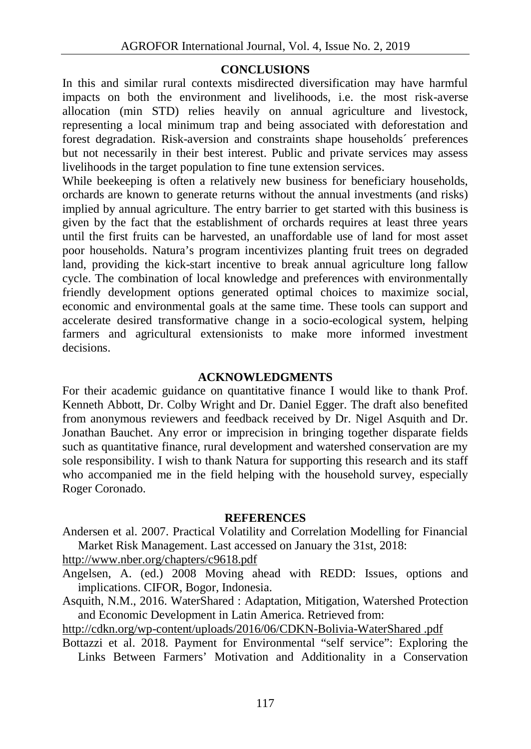## CONCLUSIONS

In this and similar rural contexts misdirected diversification may have harmful impacts on both the environment and livelihoods, i.e. the most risk-averse allocation (min STD) relies heavily on annual agriculture and livestock, representing a local minimum trap and being associated with deforestation and forest degradation. Risk-aversion and constraints shape households´ preferences but not necessarily in their best interest. Public and private services may assess livelihoods in the target population to fine tune extension services.

While beekeeping is often a relatively new business for beneficiary households, orchards are known to generate returns without the annual investments (and risks) implied by annual agriculture. The entry barrier to get started with this business is given by the fact that the establishment of orchards requires at least three years until the first fruits can be harvested, an unaffordable use of land for most asset poor households. Natura's program incentivizes planting fruit trees on degraded land, providing the kick-start incentive to break annual agriculture long fallow cycle. The combination of local knowledge and preferences with environmentally friendly development options generated optimal choices to maximize social, economic and environmental goals at the same time. These tools can support and accelerate desired transformative change in a socio-ecological system, helping farmers and agricultural extensionists to make more informed investment decisions.

## ACKNOWLEDGMENTS

For their academic guidance on quantitative finance I would like to thank Prof. Kenneth Abbott, Dr. Colby Wright and Dr. Daniel Egger. The draft also benefited from anonymous reviewers and feedback received by Dr. Nigel Asquith and Dr. Jonathan Bauchet. Any error or imprecision in bringing together disparate fields such as quantitative finance, rural development and watershed conservation are my sole responsibility. I wish to thank Natura for supporting this research and its staff who accompanied me in the field helping with the household survey, especially Roger Coronado.

## REFERENCES

Andersen et al. 2007. Practical Volatility and Correlation Modelling for Financial Market Risk Management. Last accessed on January the 31st, 2018: http://www.nber.org/chapters/c9618.pdf

Angelsen, A. (ed.) 2008 Moving ahead with REDD: Issues, options and implications. CIFOR, Bogor, Indonesia.

Asquith, N.M., 2016. WaterShared : Adaptation, Mitigation, Watershed Protection and Economic Development in Latin America. Retrieved from: http://cdkn.org/wp-content/uploads/2016/06/CDKN-Bolivia-WaterShared .pdf

Bottazzi et al. 2018. Payment for Environmental "self service": Exploring the Links Between Farmers' Motivation and Additionality in a Conservation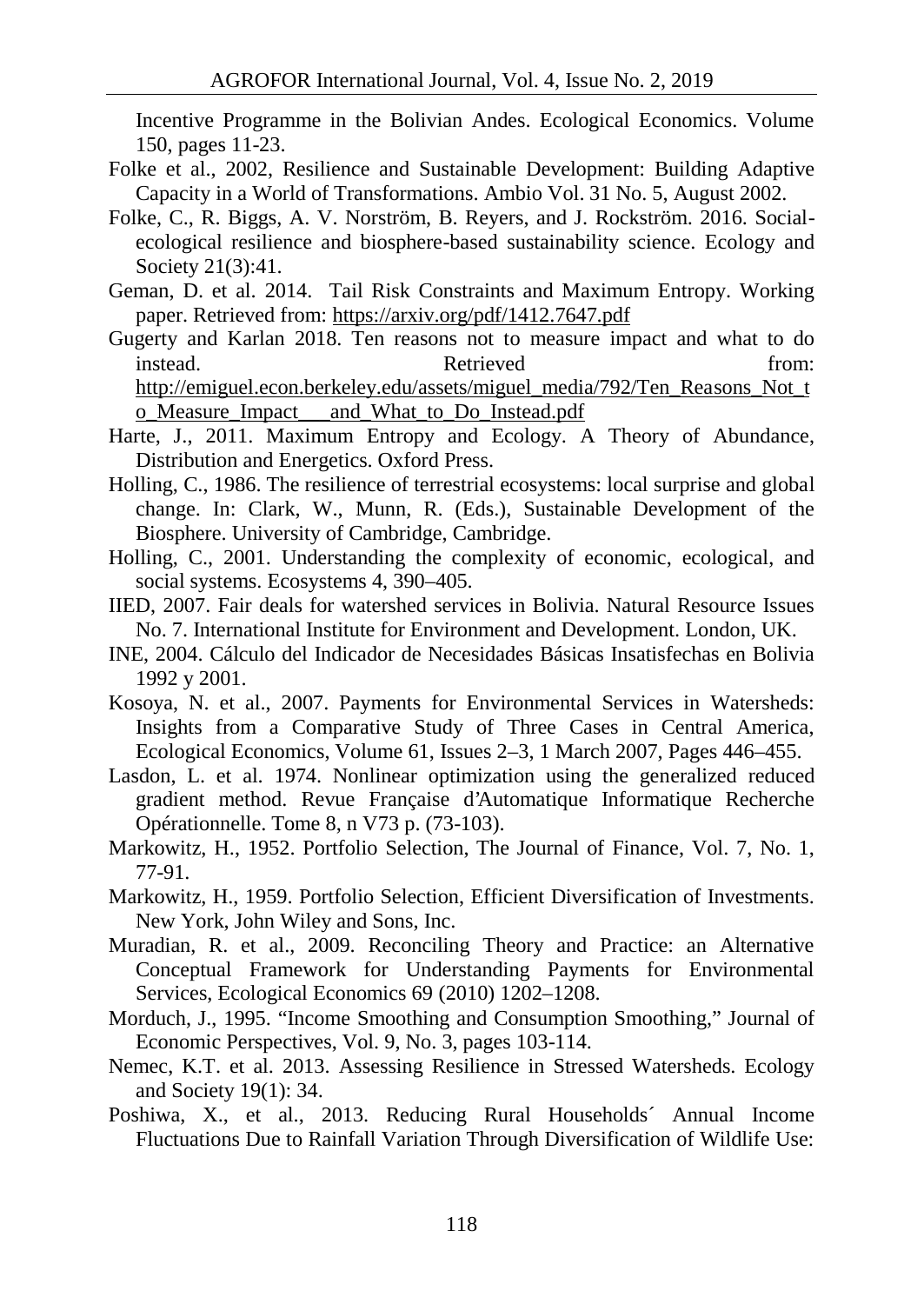Incentive Programme in the Bolivian Andes. Ecological Economics. Volume 150, pages 11-23.

Folke et al., 2002, Resilience and Sustainable Development: Building Adaptive Capacity in a World of Transformations. Ambio Vol. 31 No. 5, August 2002.

Folke, C., R. Biggs, A. V. Norström, B. Reyers, and J. Rockström. 2016. Social-ecological resilience and biosphere-based sustainability science. Ecology and Society 21(3):41.

Geman, D. et al. 2014. Tail Risk Constraints and Maximum Entropy. Working paper. Retrieved from: https://arxiv.org/pdf/1412.7647.pdf

Gugerty and Karlan 2018. Ten reasons not to measure impact and what to do instead. Retrieved from: http://emiguel.econ.berkeley.edu/assets/miguel_media/792/Ten_Reasons_Not_to_Measure_Impact___and_What_to_Do_Instead.pdf

Harte, J., 2011. Maximum Entropy and Ecology. A Theory of Abundance, Distribution and Energetics. Oxford Press.

Holling, C., 1986. The resilience of terrestrial ecosystems: local surprise and global change. In: Clark, W., Munn, R. (Eds.), Sustainable Development of the Biosphere. University of Cambridge, Cambridge.

Holling, C., 2001. Understanding the complexity of economic, ecological, and social systems. Ecosystems 4, 390–405.

IIED, 2007. Fair deals for watershed services in Bolivia. Natural Resource Issues No. 7. International Institute for Environment and Development. London, UK.

INE, 2004. Cálculo del Indicador de Necesidades Básicas Insatisfechas en Bolivia 1992 y 2001.

Kosoya, N. et al., 2007. Payments for Environmental Services in Watersheds: Insights from a Comparative Study of Three Cases in Central America, Ecological Economics, Volume 61, Issues 2–3, 1 March 2007, Pages 446–455.

Lasdon, L. et al. 1974. Nonlinear optimization using the generalized reduced gradient method. Revue Française d'Automatique Informatique Recherche Opérationnelle. Tome 8, n V73 p. (73-103).

Markowitz, H., 1952. Portfolio Selection, The Journal of Finance, Vol. 7, No. 1, 77-91.

Markowitz, H., 1959. Portfolio Selection, Efficient Diversification of Investments. New York, John Wiley and Sons, Inc.

Muradian, R. et al., 2009. Reconciling Theory and Practice: an Alternative Conceptual Framework for Understanding Payments for Environmental Services, Ecological Economics 69 (2010) 1202–1208.

Morduch, J., 1995. "Income Smoothing and Consumption Smoothing," Journal of Economic Perspectives, Vol. 9, No. 3, pages 103-114.

Nemec, K.T. et al. 2013. Assessing Resilience in Stressed Watersheds. Ecology and Society 19(1): 34.

Poshiwa, X., et al., 2013. Reducing Rural Households´ Annual Income Fluctuations Due to Rainfall Variation Through Diversification of Wildlife Use: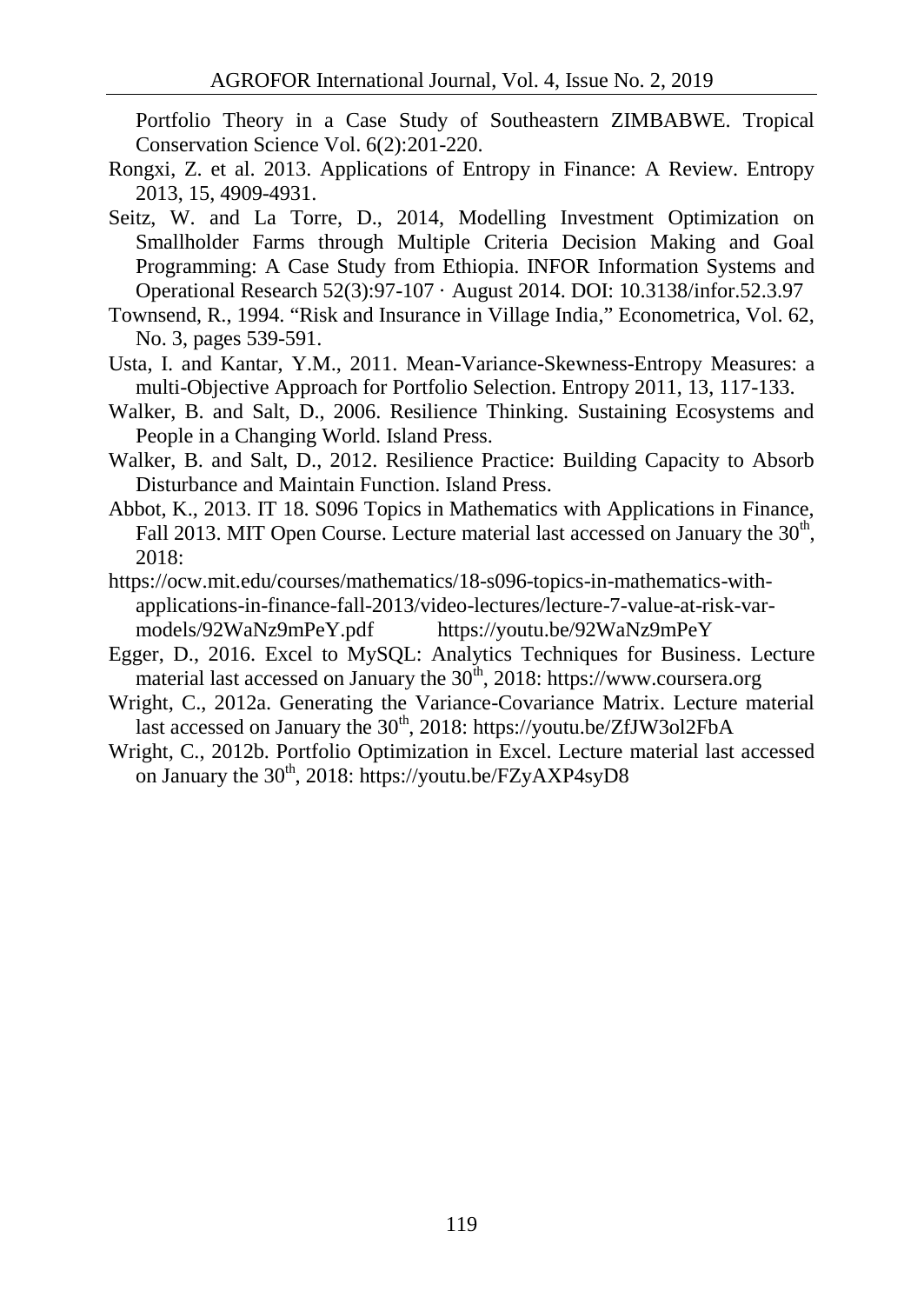Portfolio Theory in a Case Study of Southeastern ZIMBABWE. Tropical Conservation Science Vol. 6(2):201-220.

Rongxi, Z. et al. 2013. Applications of Entropy in Finance: A Review. Entropy 2013, 15, 4909-4931.

Seitz, W. and La Torre, D., 2014, Modelling Investment Optimization on Smallholder Farms through Multiple Criteria Decision Making and Goal Programming: A Case Study from Ethiopia. INFOR Information Systems and Operational Research 52(3):97-107 · August 2014. DOI: 10.3138/infor.52.3.97

Townsend, R., 1994. "Risk and Insurance in Village India," Econometrica, Vol. 62, No. 3, pages 539-591.

Usta, I. and Kantar, Y.M., 2011. Mean-Variance-Skewness-Entropy Measures: a multi-Objective Approach for Portfolio Selection. Entropy 2011, 13, 117-133.

Walker, B. and Salt, D., 2006. Resilience Thinking. Sustaining Ecosystems and People in a Changing World. Island Press.

Walker, B. and Salt, D., 2012. Resilience Practice: Building Capacity to Absorb Disturbance and Maintain Function. Island Press.

Abbot, K., 2013. IT 18. S096 Topics in Mathematics with Applications in Finance, Fall 2013. MIT Open Course. Lecture material last accessed on January the 30th, 2018:

https://ocw.mit.edu/courses/mathematics/18-s096-topics-in-mathematics-with-applications-in-finance-fall-2013/video-lectures/lecture-7-value-at-risk-var-models/92WaNz9mPeY.pdf https://youtu.be/92WaNz9mPeY

Egger, D., 2016. Excel to MySQL: Analytics Techniques for Business. Lecture material last accessed on January the 30th, 2018: https://www.coursera.org

Wright, C., 2012a. Generating the Variance-Covariance Matrix. Lecture material last accessed on January the 30th, 2018: https://youtu.be/ZfJW3ol2FbA

Wright, C., 2012b. Portfolio Optimization in Excel. Lecture material last accessed on January the 30th, 2018: https://youtu.be/FZyAXP4syD8